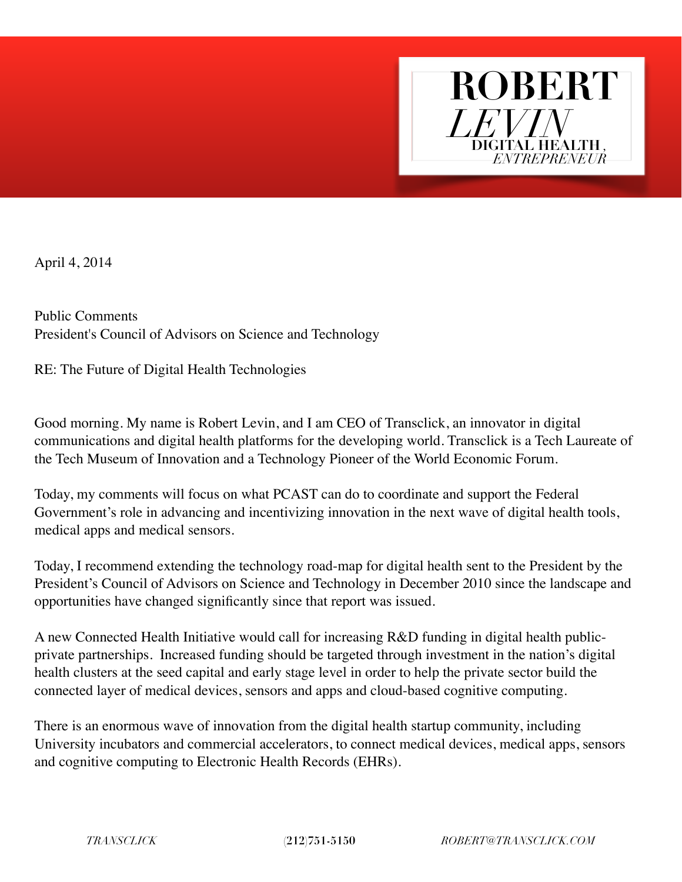# ROBERT *LEVIN*

**DIGITAL HEALTH,** *ENTREPRENEUR*

April 4, 2014

Public Comments
President's Council of Advisors on Science and Technology

RE: The Future of Digital Health Technologies

Good morning. My name is Robert Levin, and I am CEO of Transclick, an innovator in digital communications and digital health platforms for the developing world. Transclick is a Tech Laureate of the Tech Museum of Innovation and a Technology Pioneer of the World Economic Forum.

Today, my comments will focus on what PCAST can do to coordinate and support the Federal Government's role in advancing and incentivizing innovation in the next wave of digital health tools, medical apps and medical sensors.

Today, I recommend extending the technology road-map for digital health sent to the President by the President's Council of Advisors on Science and Technology in December 2010 since the landscape and opportunities have changed significantly since that report was issued.

A new Connected Health Initiative would call for increasing R&D funding in digital health public-private partnerships. Increased funding should be targeted through investment in the nation's digital health clusters at the seed capital and early stage level in order to help the private sector build the connected layer of medical devices, sensors and apps and cloud-based cognitive computing.

There is an enormous wave of innovation from the digital health startup community, including University incubators and commercial accelerators, to connect medical devices, medical apps, sensors and cognitive computing to Electronic Health Records (EHRs).

*TRANSCLICK* (212)751-5150 *ROBERT@TRANSCLICK.COM*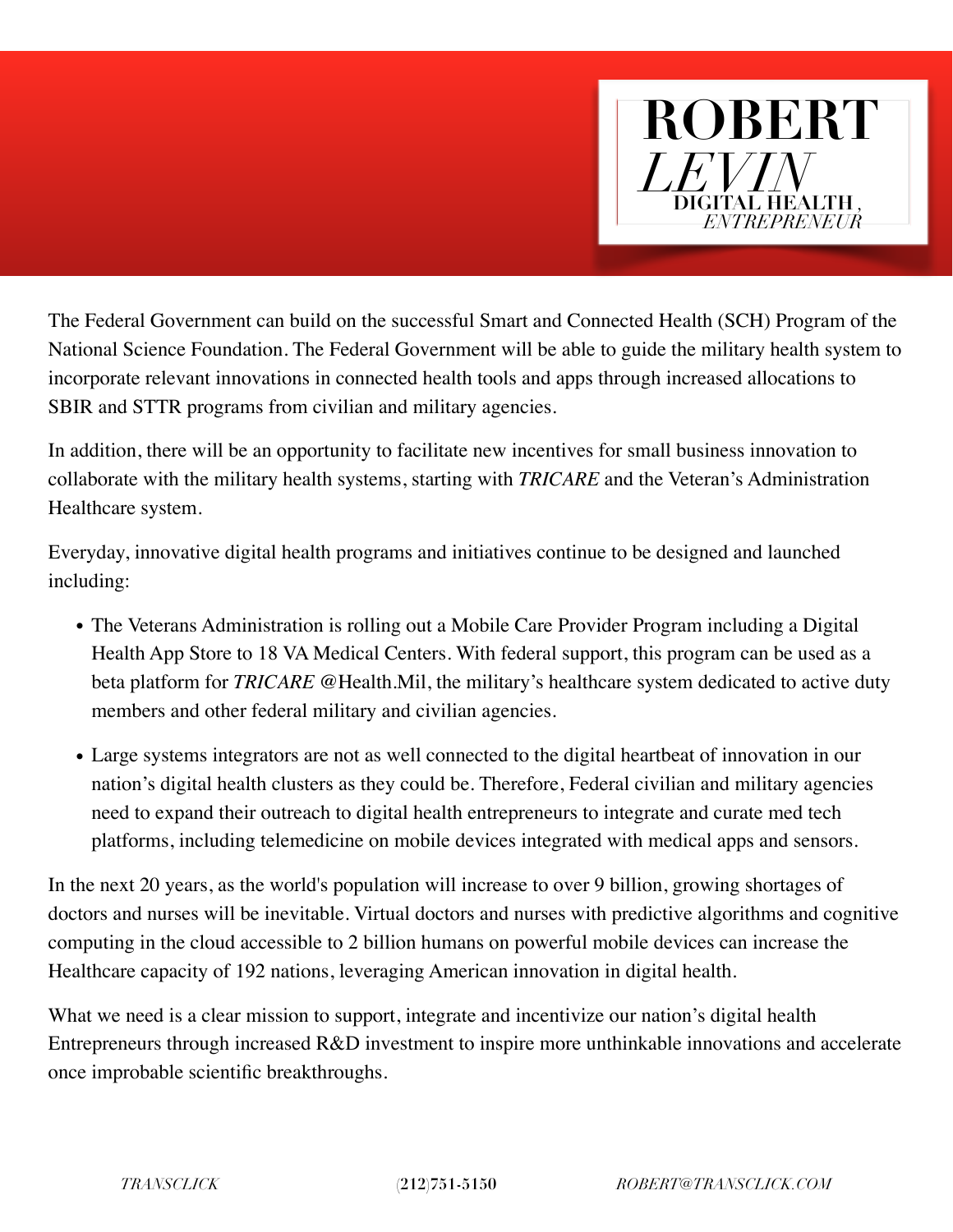The Federal Government can build on the successful Smart and Connected Health (SCH) Program of the National Science Foundation. The Federal Government will be able to guide the military health system to incorporate relevant innovations in connected health tools and apps through increased allocations to SBIR and STTR programs from civilian and military agencies.

In addition, there will be an opportunity to facilitate new incentives for small business innovation to collaborate with the military health systems, starting with *TRICARE* and the Veteran's Administration Healthcare system.

Everyday, innovative digital health programs and initiatives continue to be designed and launched including:

- The Veterans Administration is rolling out a Mobile Care Provider Program including a Digital Health App Store to 18 VA Medical Centers. With federal support, this program can be used as a beta platform for *TRICARE* @Health.Mil, the military's healthcare system dedicated to active duty members and other federal military and civilian agencies.
- Large systems integrators are not as well connected to the digital heartbeat of innovation in our nation's digital health clusters as they could be. Therefore, Federal civilian and military agencies need to expand their outreach to digital health entrepreneurs to integrate and curate med tech platforms, including telemedicine on mobile devices integrated with medical apps and sensors.

In the next 20 years, as the world's population will increase to over 9 billion, growing shortages of doctors and nurses will be inevitable. Virtual doctors and nurses with predictive algorithms and cognitive computing in the cloud accessible to 2 billion humans on powerful mobile devices can increase the Healthcare capacity of 192 nations, leveraging American innovation in digital health.

What we need is a clear mission to support, integrate and incentivize our nation's digital health Entrepreneurs through increased R&D investment to inspire more unthinkable innovations and accelerate once improbable scientific breakthroughs.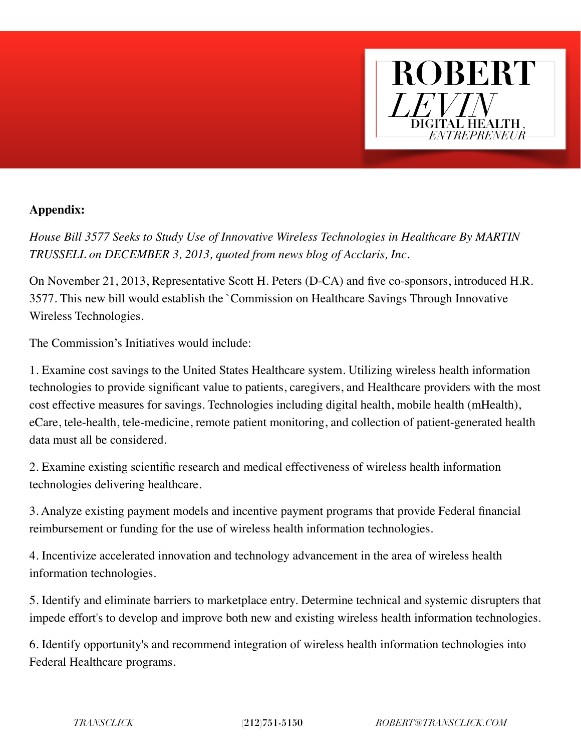**Appendix:**

*House Bill 3577 Seeks to Study Use of Innovative Wireless Technologies in Healthcare By MARTIN TRUSSELL on DECEMBER 3, 2013, quoted from news blog of Acclaris, Inc.*

On November 21, 2013, Representative Scott H. Peters (D-CA) and five co-sponsors, introduced H.R. 3577. This new bill would establish the `Commission on Healthcare Savings Through Innovative Wireless Technologies.

The Commission's Initiatives would include:

1. Examine cost savings to the United States Healthcare system. Utilizing wireless health information technologies to provide significant value to patients, caregivers, and Healthcare providers with the most cost effective measures for savings. Technologies including digital health, mobile health (mHealth), eCare, tele-health, tele-medicine, remote patient monitoring, and collection of patient-generated health data must all be considered.

2. Examine existing scientific research and medical effectiveness of wireless health information technologies delivering healthcare.

3. Analyze existing payment models and incentive payment programs that provide Federal financial reimbursement or funding for the use of wireless health information technologies.

4. Incentivize accelerated innovation and technology advancement in the area of wireless health information technologies.

5. Identify and eliminate barriers to marketplace entry. Determine technical and systemic disrupters that impede effort's to develop and improve both new and existing wireless health information technologies.

6. Identify opportunity's and recommend integration of wireless health information technologies into Federal Healthcare programs.